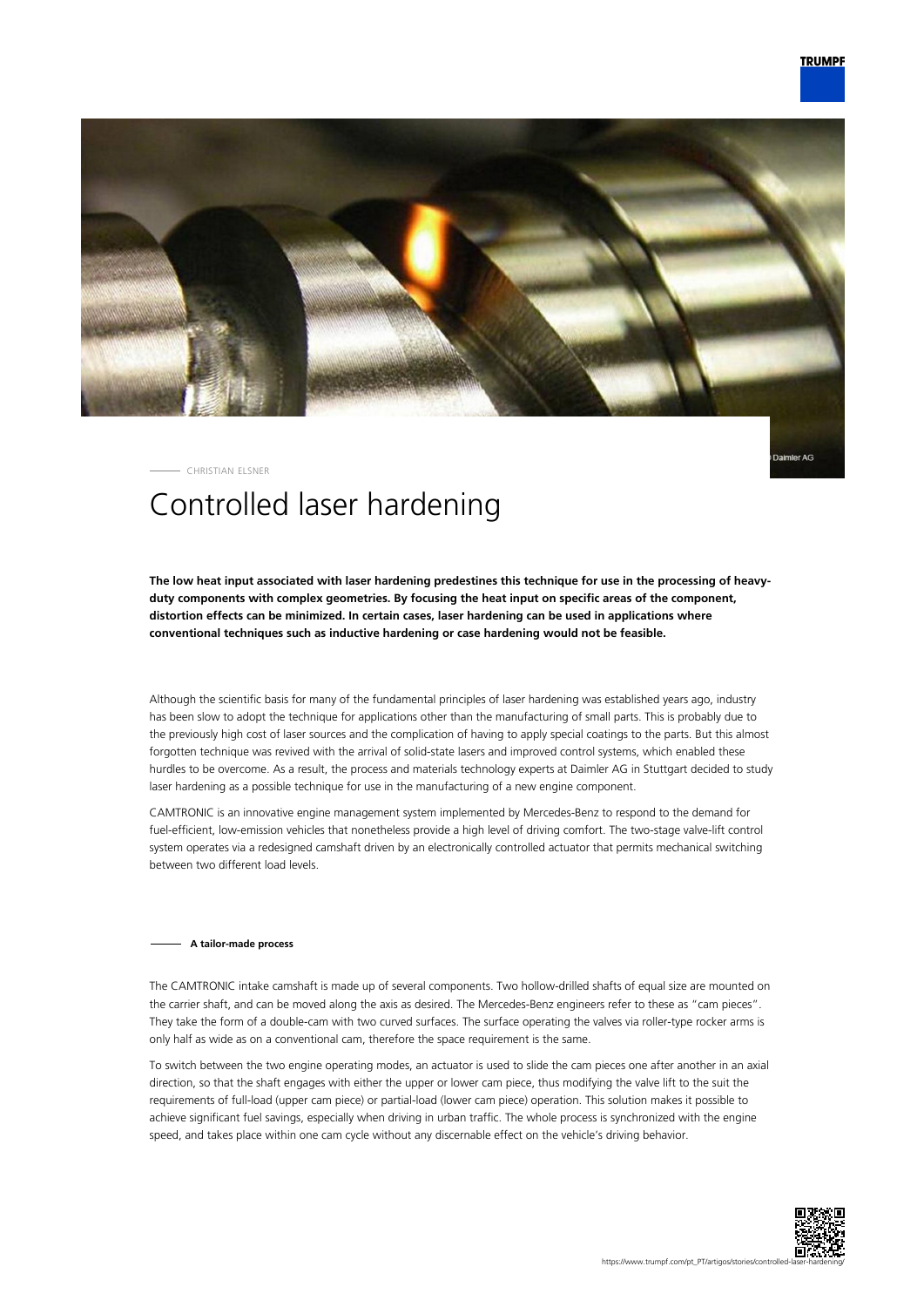© Daimler AG

CHRISTIAN ELSNER

# Controlled laser hardening

**The low heat input associated with laser hardening predestines this technique for use in the processing of heavy-duty components with complex geometries. By focusing the heat input on specific areas of the component, distortion effects can be minimized. In certain cases, laser hardening can be used in applications where conventional techniques such as inductive hardening or case hardening would not be feasible.**

Although the scientific basis for many of the fundamental principles of laser hardening was established years ago, industry has been slow to adopt the technique for applications other than the manufacturing of small parts. This is probably due to the previously high cost of laser sources and the complication of having to apply special coatings to the parts. But this almost forgotten technique was revived with the arrival of solid-state lasers and improved control systems, which enabled these hurdles to be overcome. As a result, the process and materials technology experts at Daimler AG in Stuttgart decided to study laser hardening as a possible technique for use in the manufacturing of a new engine component.

CAMTRONIC is an innovative engine management system implemented by Mercedes-Benz to respond to the demand for fuel-efficient, low-emission vehicles that nonetheless provide a high level of driving comfort. The two-stage valve-lift control system operates via a redesigned camshaft driven by an electronically controlled actuator that permits mechanical switching between two different load levels.

## A tailor-made process

The CAMTRONIC intake camshaft is made up of several components. Two hollow-drilled shafts of equal size are mounted on the carrier shaft, and can be moved along the axis as desired. The Mercedes-Benz engineers refer to these as "cam pieces". They take the form of a double-cam with two curved surfaces. The surface operating the valves via roller-type rocker arms is only half as wide as on a conventional cam, therefore the space requirement is the same.

To switch between the two engine operating modes, an actuator is used to slide the cam pieces one after another in an axial direction, so that the shaft engages with either the upper or lower cam piece, thus modifying the valve lift to the suit the requirements of full-load (upper cam piece) or partial-load (lower cam piece) operation. This solution makes it possible to achieve significant fuel savings, especially when driving in urban traffic. The whole process is synchronized with the engine speed, and takes place within one cam cycle without any discernable effect on the vehicle's driving behavior.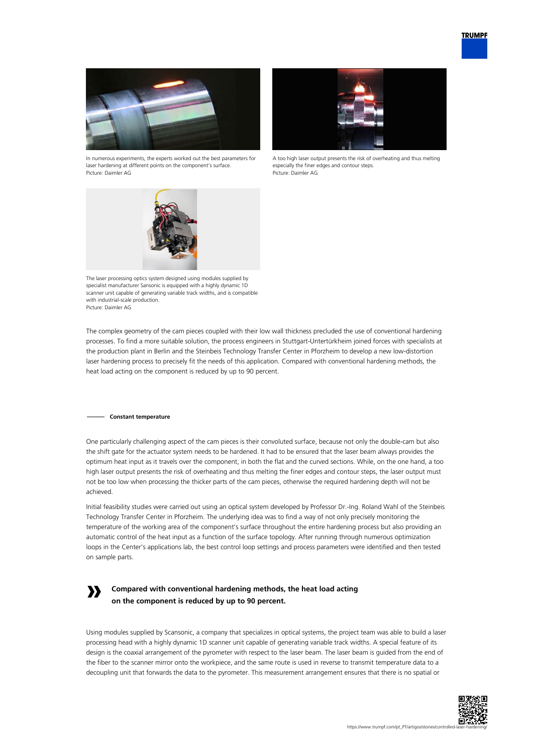In numerous experiments, the experts worked out the best parameters for laser hardening at different points on the component's surface.
Picture: Daimler AG

A too high laser output presents the risk of overheating and thus melting especially the finer edges and contour steps.
Picture: Daimler AG

The laser processing optics system designed using modules supplied by specialist manufacturer Sansonic is equipped with a highly dynamic 1D scanner unit capable of generating variable track widths, and is compatible with industrial-scale production.
Picture: Daimler AG

The complex geometry of the cam pieces coupled with their low wall thickness precluded the use of conventional hardening processes. To find a more suitable solution, the process engineers in Stuttgart-Untertürkheim joined forces with specialists at the production plant in Berlin and the Steinbeis Technology Transfer Center in Pforzheim to develop a new low-distortion laser hardening process to precisely fit the needs of this application. Compared with conventional hardening methods, the heat load acting on the component is reduced by up to 90 percent.

### Constant temperature

One particularly challenging aspect of the cam pieces is their convoluted surface, because not only the double-cam but also the shift gate for the actuator system needs to be hardened. It had to be ensured that the laser beam always provides the optimum heat input as it travels over the component, in both the flat and the curved sections. While, on the one hand, a too high laser output presents the risk of overheating and thus melting the finer edges and contour steps, the laser output must not be too low when processing the thicker parts of the cam pieces, otherwise the required hardening depth will not be achieved.

Initial feasibility studies were carried out using an optical system developed by Professor Dr.-Ing. Roland Wahl of the Steinbeis Technology Transfer Center in Pforzheim. The underlying idea was to find a way of not only precisely monitoring the temperature of the working area of the component's surface throughout the entire hardening process but also providing an automatic control of the heat input as a function of the surface topology. After running through numerous optimization loops in the Center's applications lab, the best control loop settings and process parameters were identified and then tested on sample parts.

> **Compared with conventional hardening methods, the heat load acting on the component is reduced by up to 90 percent.**

Using modules supplied by Scansonic, a company that specializes in optical systems, the project team was able to build a laser processing head with a highly dynamic 1D scanner unit capable of generating variable track widths. A special feature of its design is the coaxial arrangement of the pyrometer with respect to the laser beam. The laser beam is guided from the end of the fiber to the scanner mirror onto the workpiece, and the same route is used in reverse to transmit temperature data to a decoupling unit that forwards the data to the pyrometer. This measurement arrangement ensures that there is no spatial or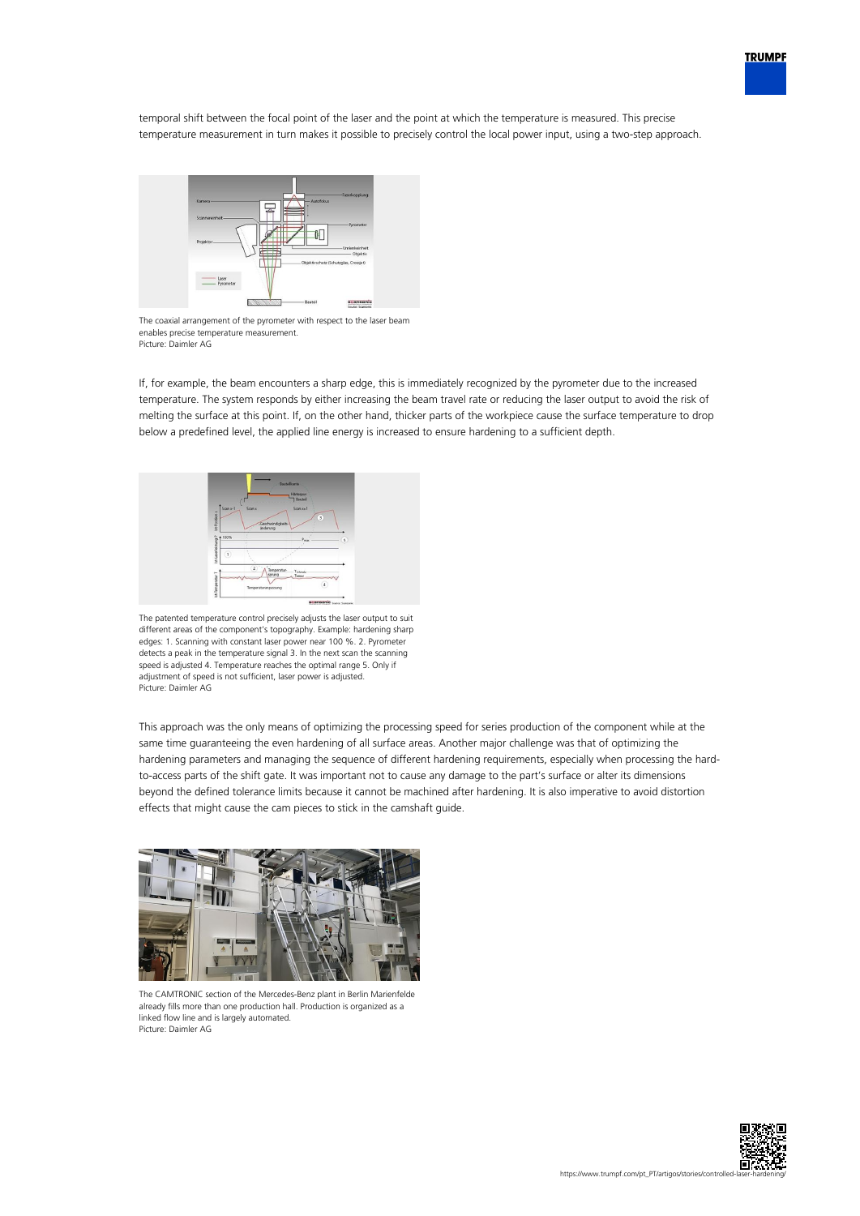temporal shift between the focal point of the laser and the point at which the temperature is measured. This precise temperature measurement in turn makes it possible to precisely control the local power input, using a two-step approach.

The coaxial arrangement of the pyrometer with respect to the laser beam enables precise temperature measurement.
Picture: Daimler AG

If, for example, the beam encounters a sharp edge, this is immediately recognized by the pyrometer due to the increased temperature. The system responds by either increasing the beam travel rate or reducing the laser output to avoid the risk of melting the surface at this point. If, on the other hand, thicker parts of the workpiece cause the surface temperature to drop below a predefined level, the applied line energy is increased to ensure hardening to a sufficient depth.

The patented temperature control precisely adjusts the laser output to suit different areas of the component's topography. Example: hardening sharp edges: 1. Scanning with constant laser power near 100 %. 2. Pyrometer detects a peak in the temperature signal 3. In the next scan the scanning speed is adjusted 4. Temperature reaches the optimal range 5. Only if adjustment of speed is not sufficient, laser power is adjusted.
Picture: Daimler AG

This approach was the only means of optimizing the processing speed for series production of the component while at the same time guaranteeing the even hardening of all surface areas. Another major challenge was that of optimizing the hardening parameters and managing the sequence of different hardening requirements, especially when processing the hard-to-access parts of the shift gate. It was important not to cause any damage to the part's surface or alter its dimensions beyond the defined tolerance limits because it cannot be machined after hardening. It is also imperative to avoid distortion effects that might cause the cam pieces to stick in the camshaft guide.

The CAMTRONIC section of the Mercedes-Benz plant in Berlin Marienfelde already fills more than one production hall. Production is organized as a linked flow line and is largely automated.
Picture: Daimler AG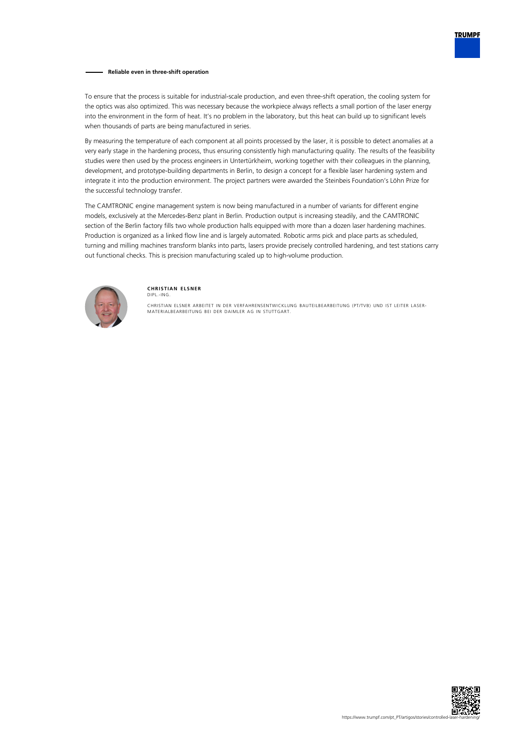## Reliable even in three-shift operation

To ensure that the process is suitable for industrial-scale production, and even three-shift operation, the cooling system for the optics was also optimized. This was necessary because the workpiece always reflects a small portion of the laser energy into the environment in the form of heat. It's no problem in the laboratory, but this heat can build up to significant levels when thousands of parts are being manufactured in series.

By measuring the temperature of each component at all points processed by the laser, it is possible to detect anomalies at a very early stage in the hardening process, thus ensuring consistently high manufacturing quality. The results of the feasibility studies were then used by the process engineers in Untertürkheim, working together with their colleagues in the planning, development, and prototype-building departments in Berlin, to design a concept for a flexible laser hardening system and integrate it into the production environment. The project partners were awarded the Steinbeis Foundation's Löhn Prize for the successful technology transfer.

The CAMTRONIC engine management system is now being manufactured in a number of variants for different engine models, exclusively at the Mercedes-Benz plant in Berlin. Production output is increasing steadily, and the CAMTRONIC section of the Berlin factory fills two whole production halls equipped with more than a dozen laser hardening machines. Production is organized as a linked flow line and is largely automated. Robotic arms pick and place parts as scheduled, turning and milling machines transform blanks into parts, lasers provide precisely controlled hardening, and test stations carry out functional checks. This is precision manufacturing scaled up to high-volume production.

**CHRISTIAN ELSNER**
DIPL.-ING.

CHRISTIAN ELSNER ARBEITET IN DER VERFAHRENSENTWICKLUNG BAUTEILBEARBEITUNG (PT/TVB) UND IST LEITER LASER-MATERIALBEARBEITUNG BEI DER DAIMLER AG IN STUTTGART.

https://www.trumpf.com/pt_PT/artigos/stories/controlled-laser-hardening/